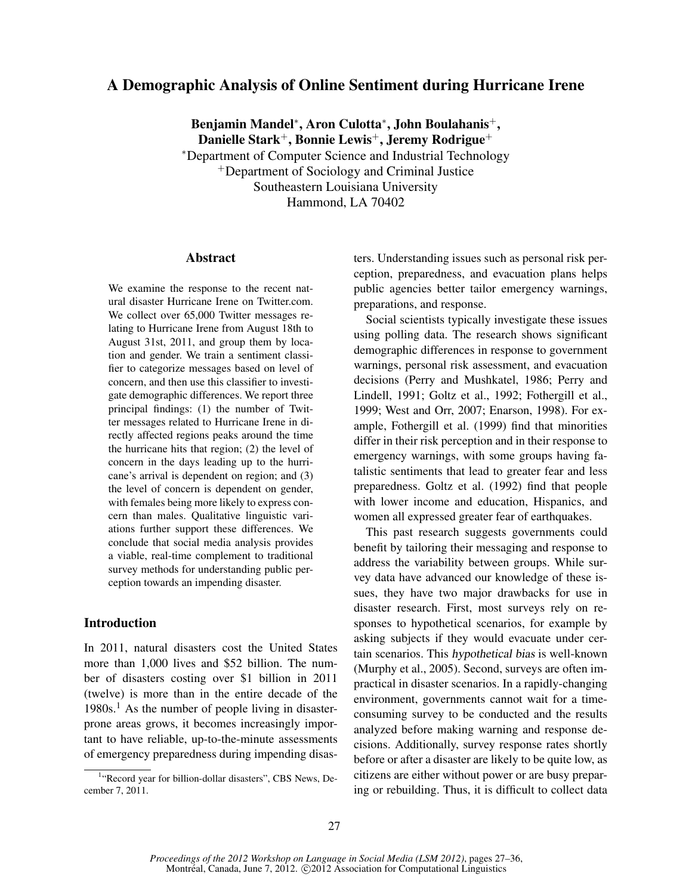# A Demographic Analysis of Online Sentiment during Hurricane Irene

**Benjamin Mandel\*, Aron Culotta\*, John Boulahanis+, Danielle Stark+, Bonnie Lewis+, Jeremy Rodrigue+**

\*Department of Computer Science and Industrial Technology
+Department of Sociology and Criminal Justice
Southeastern Louisiana University
Hammond, LA 70402

## Abstract

We examine the response to the recent natural disaster Hurricane Irene on Twitter.com. We collect over 65,000 Twitter messages relating to Hurricane Irene from August 18th to August 31st, 2011, and group them by location and gender. We train a sentiment classifier to categorize messages based on level of concern, and then use this classifier to investigate demographic differences. We report three principal findings: (1) the number of Twitter messages related to Hurricane Irene in directly affected regions peaks around the time the hurricane hits that region; (2) the level of concern in the days leading up to the hurricane's arrival is dependent on region; and (3) the level of concern is dependent on gender, with females being more likely to express concern than males. Qualitative linguistic variations further support these differences. We conclude that social media analysis provides a viable, real-time complement to traditional survey methods for understanding public perception towards an impending disaster.

## Introduction

In 2011, natural disasters cost the United States more than 1,000 lives and $52 billion. The number of disasters costing over $1 billion in 2011 (twelve) is more than in the entire decade of the 1980s.[1] As the number of people living in disaster-prone areas grows, it becomes increasingly important to have reliable, up-to-the-minute assessments of emergency preparedness during impending disasters. Understanding issues such as personal risk perception, preparedness, and evacuation plans helps public agencies better tailor emergency warnings, preparations, and response.

Social scientists typically investigate these issues using polling data. The research shows significant demographic differences in response to government warnings, personal risk assessment, and evacuation decisions (Perry and Mushkatel, 1986; Perry and Lindell, 1991; Goltz et al., 1992; Fothergill et al., 1999; West and Orr, 2007; Enarson, 1998). For example, Fothergill et al. (1999) find that minorities differ in their risk perception and in their response to emergency warnings, with some groups having fatalistic sentiments that lead to greater fear and less preparedness. Goltz et al. (1992) find that people with lower income and education, Hispanics, and women all expressed greater fear of earthquakes.

This past research suggests governments could benefit by tailoring their messaging and response to address the variability between groups. While survey data have advanced our knowledge of these issues, they have two major drawbacks for use in disaster research. First, most surveys rely on responses to hypothetical scenarios, for example by asking subjects if they would evacuate under certain scenarios. This *hypothetical bias* is well-known (Murphy et al., 2005). Second, surveys are often impractical in disaster scenarios. In a rapidly-changing environment, governments cannot wait for a time-consuming survey to be conducted and the results analyzed before making warning and response decisions. Additionally, survey response rates shortly before or after a disaster are likely to be quite low, as citizens are either without power or are busy preparing or rebuilding. Thus, it is difficult to collect data

[1] "Record year for billion-dollar disasters", CBS News, December 7, 2011.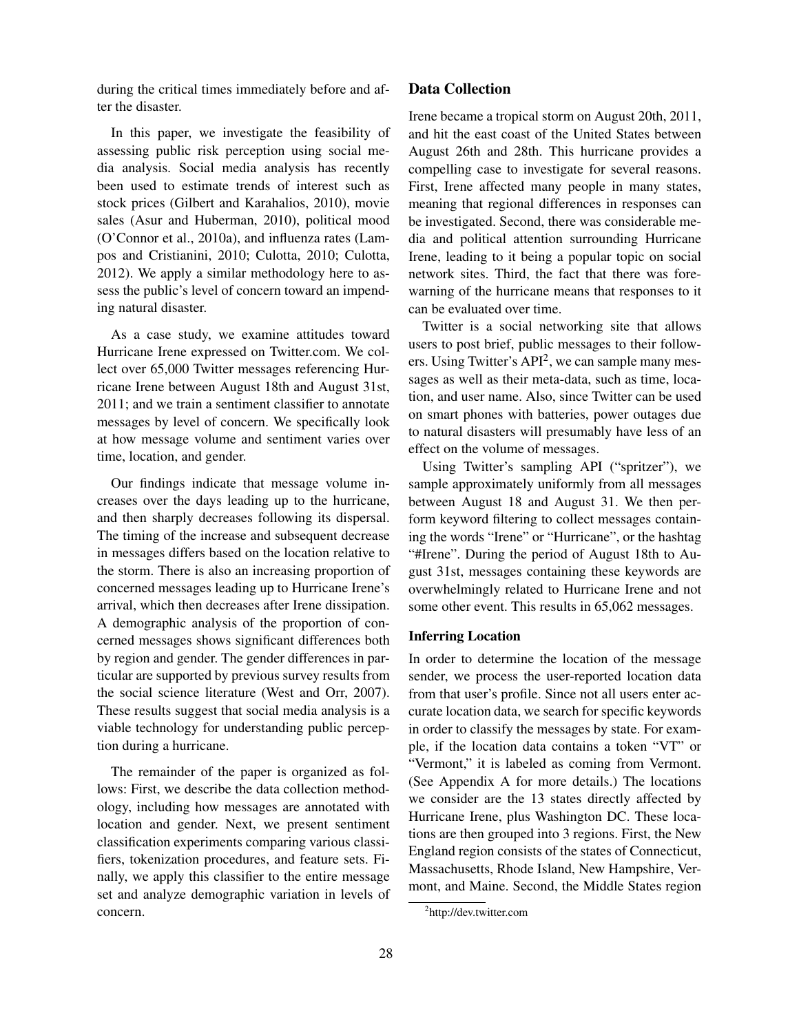during the critical times immediately before and after the disaster.

In this paper, we investigate the feasibility of assessing public risk perception using social media analysis. Social media analysis has recently been used to estimate trends of interest such as stock prices (Gilbert and Karahalios, 2010), movie sales (Asur and Huberman, 2010), political mood (O'Connor et al., 2010a), and influenza rates (Lampos and Cristianini, 2010; Culotta, 2010; Culotta, 2012). We apply a similar methodology here to assess the public's level of concern toward an impending natural disaster.

As a case study, we examine attitudes toward Hurricane Irene expressed on Twitter.com. We collect over 65,000 Twitter messages referencing Hurricane Irene between August 18th and August 31st, 2011; and we train a sentiment classifier to annotate messages by level of concern. We specifically look at how message volume and sentiment varies over time, location, and gender.

Our findings indicate that message volume increases over the days leading up to the hurricane, and then sharply decreases following its dispersal. The timing of the increase and subsequent decrease in messages differs based on the location relative to the storm. There is also an increasing proportion of concerned messages leading up to Hurricane Irene's arrival, which then decreases after Irene dissipation. A demographic analysis of the proportion of concerned messages shows significant differences both by region and gender. The gender differences in particular are supported by previous survey results from the social science literature (West and Orr, 2007). These results suggest that social media analysis is a viable technology for understanding public perception during a hurricane.

The remainder of the paper is organized as follows: First, we describe the data collection methodology, including how messages are annotated with location and gender. Next, we present sentiment classification experiments comparing various classifiers, tokenization procedures, and feature sets. Finally, we apply this classifier to the entire message set and analyze demographic variation in levels of concern.

## Data Collection

Irene became a tropical storm on August 20th, 2011, and hit the east coast of the United States between August 26th and 28th. This hurricane provides a compelling case to investigate for several reasons. First, Irene affected many people in many states, meaning that regional differences in responses can be investigated. Second, there was considerable media and political attention surrounding Hurricane Irene, leading to it being a popular topic on social network sites. Third, the fact that there was forewarning of the hurricane means that responses to it can be evaluated over time.

Twitter is a social networking site that allows users to post brief, public messages to their followers. Using Twitter's API[2], we can sample many messages as well as their meta-data, such as time, location, and user name. Also, since Twitter can be used on smart phones with batteries, power outages due to natural disasters will presumably have less of an effect on the volume of messages.

Using Twitter's sampling API ("spritzer"), we sample approximately uniformly from all messages between August 18 and August 31. We then perform keyword filtering to collect messages containing the words "Irene" or "Hurricane", or the hashtag "#Irene". During the period of August 18th to August 31st, messages containing these keywords are overwhelmingly related to Hurricane Irene and not some other event. This results in 65,062 messages.

### Inferring Location

In order to determine the location of the message sender, we process the user-reported location data from that user's profile. Since not all users enter accurate location data, we search for specific keywords in order to classify the messages by state. For example, if the location data contains a token "VT" or "Vermont," it is labeled as coming from Vermont. (See Appendix A for more details.) The locations we consider are the 13 states directly affected by Hurricane Irene, plus Washington DC. These locations are then grouped into 3 regions. First, the New England region consists of the states of Connecticut, Massachusetts, Rhode Island, New Hampshire, Vermont, and Maine. Second, the Middle States region

[2] http://dev.twitter.com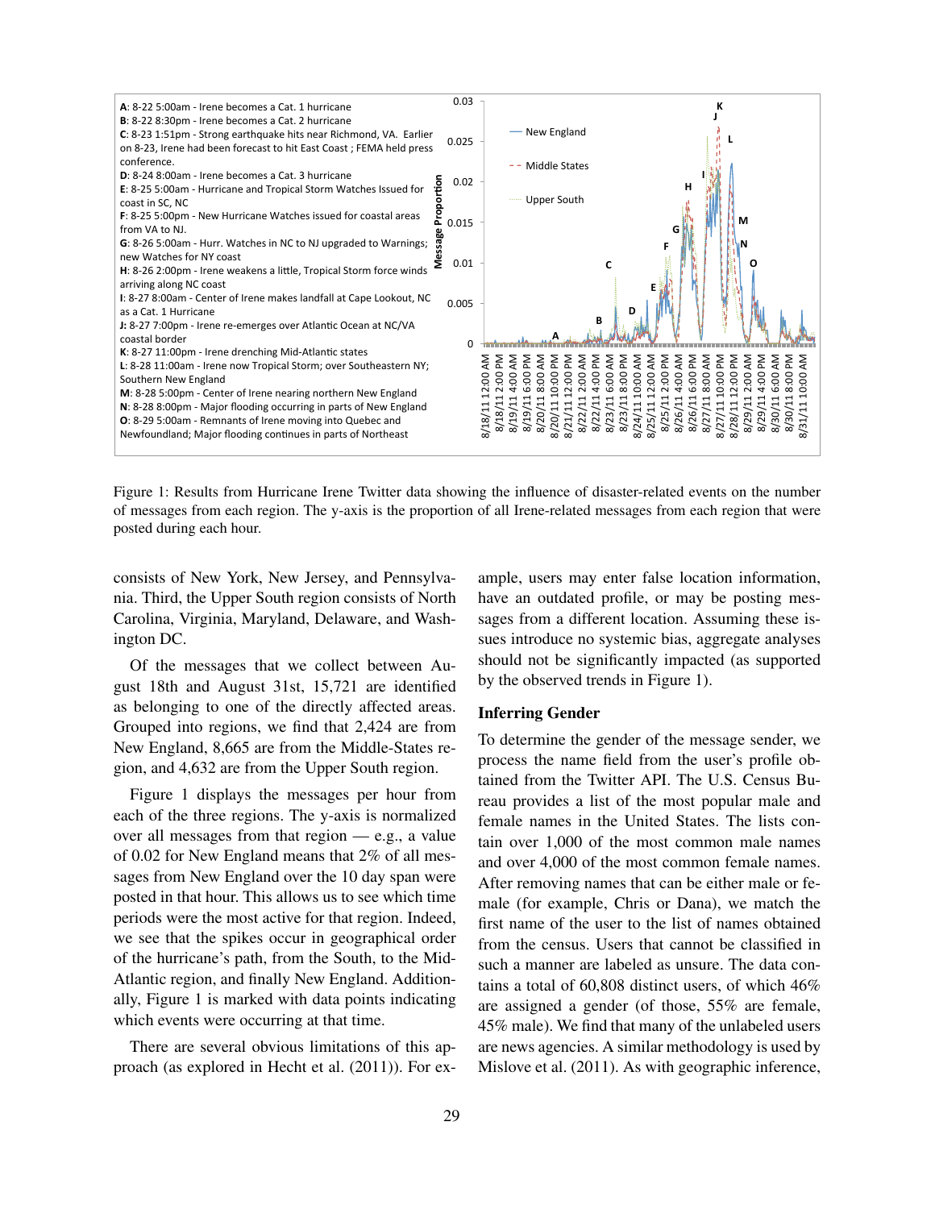A: 8-22 5:00am - Irene becomes a Cat. 1 hurricane
B: 8-22 8:30pm - Irene becomes a Cat. 2 hurricane
C: 8-23 1:51pm - Strong earthquake hits near Richmond, VA. Earlier on 8-23, Irene had been forecast to hit East Coast ; FEMA held press conference.
D: 8-24 8:00am - Irene becomes a Cat. 3 hurricane
E: 8-25 5:00am - Hurricane and Tropical Storm Watches Issued for coast in SC, NC
F: 8-25 5:00pm - New Hurricane Watches issued for coastal areas from VA to NJ.
G: 8-26 5:00am - Hurr. Watches in NC to NJ upgraded to Warnings; new Watches for NY coast
H: 8-26 2:00pm - Irene weakens a little, Tropical Storm force winds arriving along NC coast
I: 8-27 8:00am - Center of Irene makes landfall at Cape Lookout, NC as a Cat. 1 Hurricane
J: 8-27 7:00pm - Irene re-emerges over Atlantic Ocean at NC/VA coastal border
K: 8-27 11:00pm - Irene drenching Mid-Atlantic states
L: 8-28 11:00am - Irene now Tropical Storm; over Southeastern NY; Southern New England
M: 8-28 5:00pm - Center of Irene nearing northern New England
N: 8-28 8:00pm - Major flooding occurring in parts of New England
O: 8-29 5:00am - Remnants of Irene moving into Quebec and Newfoundland; Major flooding continues in parts of Northeast

Figure 1: Results from Hurricane Irene Twitter data showing the influence of disaster-related events on the number of messages from each region. The y-axis is the proportion of all Irene-related messages from each region that were posted during each hour.

consists of New York, New Jersey, and Pennsylvania. Third, the Upper South region consists of North Carolina, Virginia, Maryland, Delaware, and Washington DC.

Of the messages that we collect between August 18th and August 31st, 15,721 are identified as belonging to one of the directly affected areas. Grouped into regions, we find that 2,424 are from New England, 8,665 are from the Middle-States region, and 4,632 are from the Upper South region.

Figure 1 displays the messages per hour from each of the three regions. The y-axis is normalized over all messages from that region — e.g., a value of 0.02 for New England means that 2% of all messages from New England over the 10 day span were posted in that hour. This allows us to see which time periods were the most active for that region. Indeed, we see that the spikes occur in geographical order of the hurricane's path, from the South, to the Mid-Atlantic region, and finally New England. Additionally, Figure 1 is marked with data points indicating which events were occurring at that time.

There are several obvious limitations of this approach (as explored in Hecht et al. (2011)). For example, users may enter false location information, have an outdated profile, or may be posting messages from a different location. Assuming these issues introduce no systemic bias, aggregate analyses should not be significantly impacted (as supported by the observed trends in Figure 1).

### Inferring Gender

To determine the gender of the message sender, we process the name field from the user's profile obtained from the Twitter API. The U.S. Census Bureau provides a list of the most popular male and female names in the United States. The lists contain over 1,000 of the most common male names and over 4,000 of the most common female names. After removing names that can be either male or female (for example, Chris or Dana), we match the first name of the user to the list of names obtained from the census. Users that cannot be classified in such a manner are labeled as unsure. The data contains a total of 60,808 distinct users, of which 46% are assigned a gender (of those, 55% are female, 45% male). We find that many of the unlabeled users are news agencies. A similar methodology is used by Mislove et al. (2011). As with geographic inference,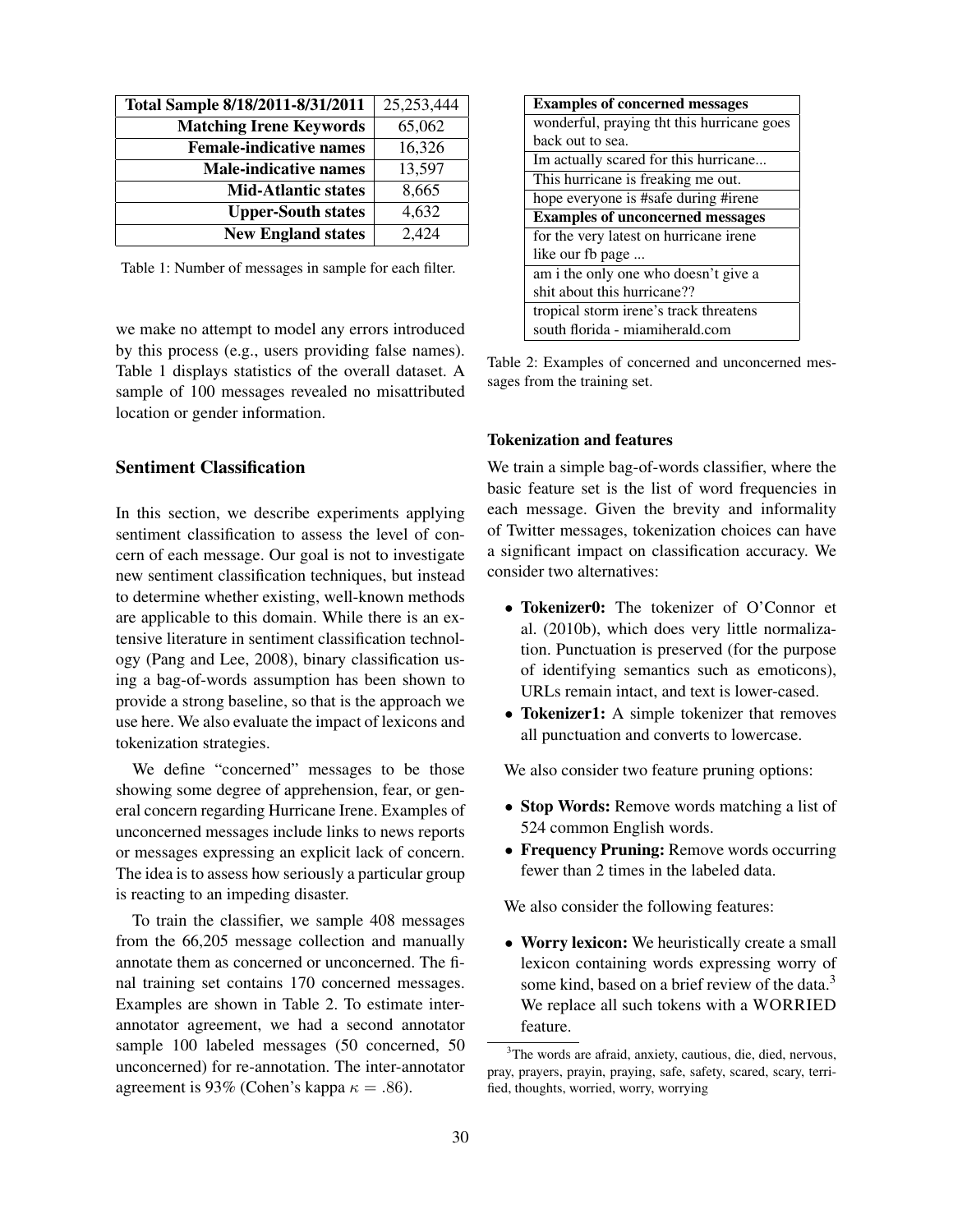| Total Sample 8/18/2011-8/31/2011 | 25,253,444 |
|---:|---:|
| Matching Irene Keywords | 65,062 |
| Female-indicative names | 16,326 |
| Male-indicative names | 13,597 |
| Mid-Atlantic states | 8,665 |
| Upper-South states | 4,632 |
| New England states | 2,424 |

Table 1: Number of messages in sample for each filter.

we make no attempt to model any errors introduced by this process (e.g., users providing false names). Table 1 displays statistics of the overall dataset. A sample of 100 messages revealed no misattributed location or gender information.

## Sentiment Classification

In this section, we describe experiments applying sentiment classification to assess the level of concern of each message. Our goal is not to investigate new sentiment classification techniques, but instead to determine whether existing, well-known methods are applicable to this domain. While there is an extensive literature in sentiment classification technology (Pang and Lee, 2008), binary classification using a bag-of-words assumption has been shown to provide a strong baseline, so that is the approach we use here. We also evaluate the impact of lexicons and tokenization strategies.

We define "concerned" messages to be those showing some degree of apprehension, fear, or general concern regarding Hurricane Irene. Examples of unconcerned messages include links to news reports or messages expressing an explicit lack of concern. The idea is to assess how seriously a particular group is reacting to an impeding disaster.

To train the classifier, we sample 408 messages from the 66,205 message collection and manually annotate them as concerned or unconcerned. The final training set contains 170 concerned messages. Examples are shown in Table 2. To estimate inter-annotator agreement, we had a second annotator sample 100 labeled messages (50 concerned, 50 unconcerned) for re-annotation. The inter-annotator agreement is 93% (Cohen's kappa $\kappa = .86$).

| **Examples of concerned messages** |
|---|
| wonderful, praying tht this hurricane goes back out to sea. |
| Im actually scared for this hurricane... |
| This hurricane is freaking me out. |
| hope everyone is #safe during #irene |
| **Examples of unconcerned messages** |
| for the very latest on hurricane irene like our fb page ... |
| am i the only one who doesn't give a shit about this hurricane?? |
| tropical storm irene's track threatens south florida - miamiherald.com |

Table 2: Examples of concerned and unconcerned messages from the training set.

### Tokenization and features

We train a simple bag-of-words classifier, where the basic feature set is the list of word frequencies in each message. Given the brevity and informality of Twitter messages, tokenization choices can have a significant impact on classification accuracy. We consider two alternatives:

- **Tokenizer0:** The tokenizer of O'Connor et al. (2010b), which does very little normalization. Punctuation is preserved (for the purpose of identifying semantics such as emoticons), URLs remain intact, and text is lower-cased.
- **Tokenizer1:** A simple tokenizer that removes all punctuation and converts to lowercase.

We also consider two feature pruning options:

- **Stop Words:** Remove words matching a list of 524 common English words.
- **Frequency Pruning:** Remove words occurring fewer than 2 times in the labeled data.

We also consider the following features:

- **Worry lexicon:** We heuristically create a small lexicon containing words expressing worry of some kind, based on a brief review of the data.[3] We replace all such tokens with a WORRIED feature.

[3] The words are afraid, anxiety, cautious, die, died, nervous, pray, prayers, prayin, praying, safe, safety, scared, scary, terrified, thoughts, worried, worry, worrying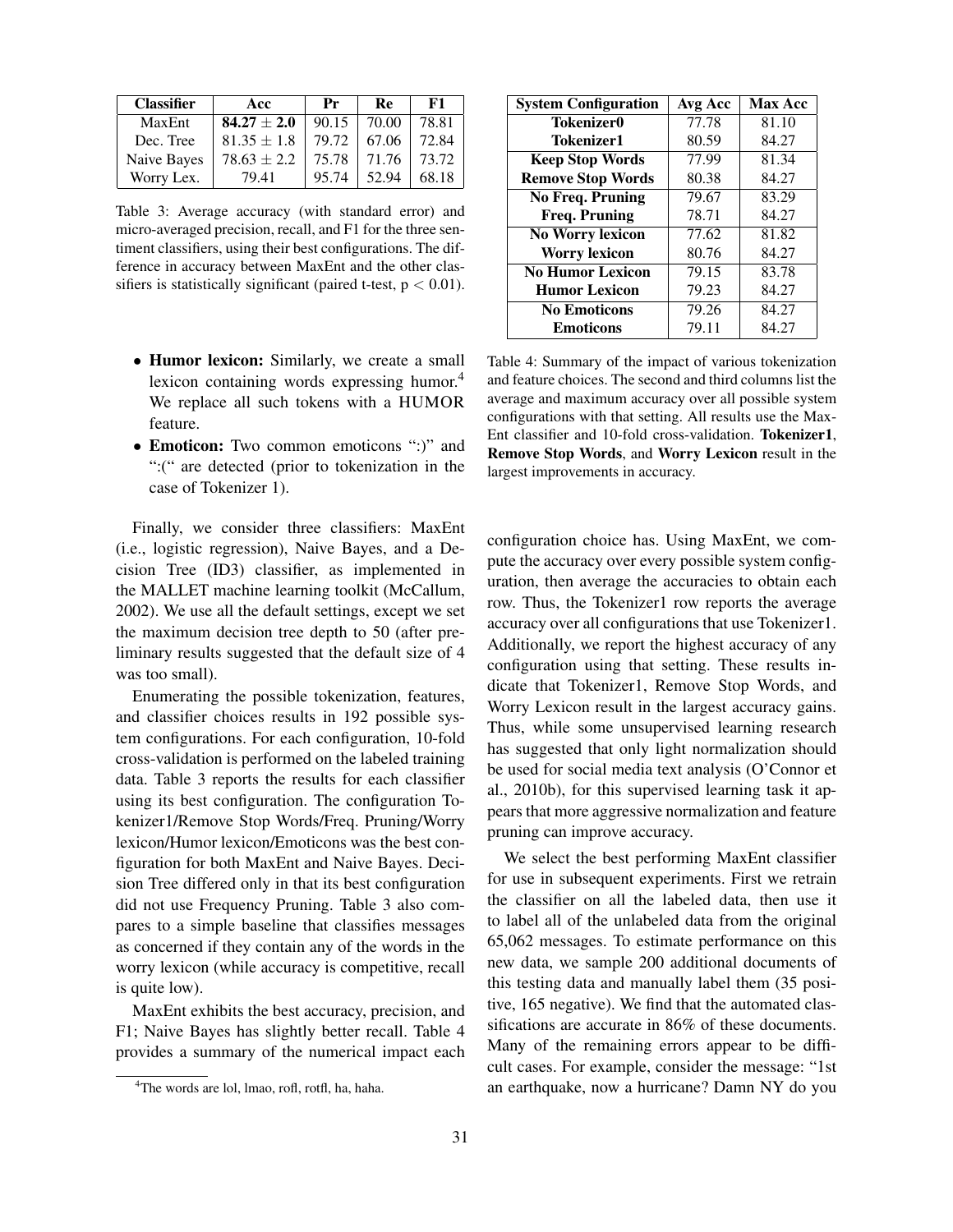| Classifier | Acc | Pr | Re | F1 |
|---|---|---|---|---|
| MaxEnt | **84.27 ± 2.0** | 90.15 | 70.00 | 78.81 |
| Dec. Tree | 81.35 ± 1.8 | 79.72 | 67.06 | 72.84 |
| Naive Bayes | 78.63 ± 2.2 | 75.78 | 71.76 | 73.72 |
| Worry Lex. | 79.41 | 95.74 | 52.94 | 68.18 |

Table 3: Average accuracy (with standard error) and micro-averaged precision, recall, and F1 for the three sentiment classifiers, using their best configurations. The difference in accuracy between MaxEnt and the other classifiers is statistically significant (paired t-test, $p < 0.01$).

- **Humor lexicon:** Similarly, we create a small lexicon containing words expressing humor.[4] We replace all such tokens with a HUMOR feature.
- **Emoticon:** Two common emoticons ":)" and ":(" are detected (prior to tokenization in the case of Tokenizer 1).

Finally, we consider three classifiers: MaxEnt (i.e., logistic regression), Naive Bayes, and a Decision Tree (ID3) classifier, as implemented in the MALLET machine learning toolkit (McCallum, 2002). We use all the default settings, except we set the maximum decision tree depth to 50 (after preliminary results suggested that the default size of 4 was too small).

Enumerating the possible tokenization, features, and classifier choices results in 192 possible system configurations. For each configuration, 10-fold cross-validation is performed on the labeled training data. Table 3 reports the results for each classifier using its best configuration. The configuration Tokenizer1/Remove Stop Words/Freq. Pruning/Worry lexicon/Humor lexicon/Emoticons was the best configuration for both MaxEnt and Naive Bayes. Decision Tree differed only in that its best configuration did not use Frequency Pruning. Table 3 also compares to a simple baseline that classifies messages as concerned if they contain any of the words in the worry lexicon (while accuracy is competitive, recall is quite low).

MaxEnt exhibits the best accuracy, precision, and F1; Naive Bayes has slightly better recall. Table 4 provides a summary of the numerical impact each configuration choice has. Using MaxEnt, we compute the accuracy over every possible system configuration, then average the accuracies to obtain each row. Thus, the Tokenizer1 row reports the average accuracy over all configurations that use Tokenizer1. Additionally, we report the highest accuracy of any configuration using that setting. These results indicate that Tokenizer1, Remove Stop Words, and Worry Lexicon result in the largest accuracy gains. Thus, while some unsupervised learning research has suggested that only light normalization should be used for social media text analysis (O'Connor et al., 2010b), for this supervised learning task it appears that more aggressive normalization and feature pruning can improve accuracy.

| System Configuration | Avg Acc | Max Acc |
|---|---|---|
| **Tokenizer0** | 77.78 | 81.10 |
| **Tokenizer1** | 80.59 | 84.27 |
| **Keep Stop Words** | 77.99 | 81.34 |
| **Remove Stop Words** | 80.38 | 84.27 |
| **No Freq. Pruning** | 79.67 | 83.29 |
| **Freq. Pruning** | 78.71 | 84.27 |
| **No Worry lexicon** | 77.62 | 81.82 |
| **Worry lexicon** | 80.76 | 84.27 |
| **No Humor Lexicon** | 79.15 | 83.78 |
| **Humor Lexicon** | 79.23 | 84.27 |
| **No Emoticons** | 79.26 | 84.27 |
| **Emoticons** | 79.11 | 84.27 |

Table 4: Summary of the impact of various tokenization and feature choices. The second and third columns list the average and maximum accuracy over all possible system configurations with that setting. All results use the MaxEnt classifier and 10-fold cross-validation. **Tokenizer1**, **Remove Stop Words**, and **Worry Lexicon** result in the largest improvements in accuracy.

We select the best performing MaxEnt classifier for use in subsequent experiments. First we retrain the classifier on all the labeled data, then use it to label all of the unlabeled data from the original 65,062 messages. To estimate performance on this new data, we sample 200 additional documents of this testing data and manually label them (35 positive, 165 negative). We find that the automated classifications are accurate in 86% of these documents. Many of the remaining errors appear to be difficult cases. For example, consider the message: "1st an earthquake, now a hurricane? Damn NY do you

[4] The words are lol, lmao, rofl, rotfl, ha, haha.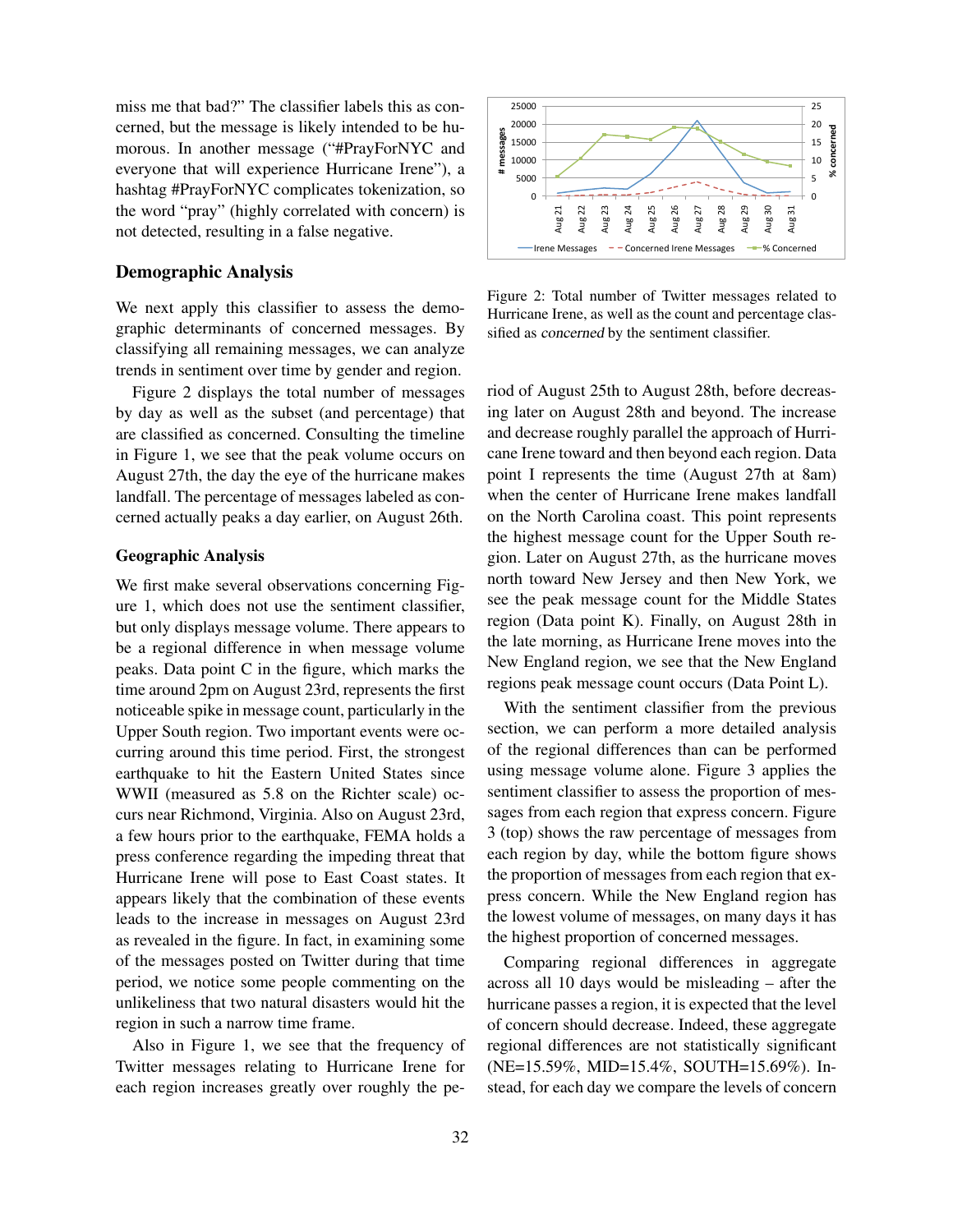miss me that bad?" The classifier labels this as concerned, but the message is likely intended to be humorous. In another message ("#PrayForNYC and everyone that will experience Hurricane Irene"), a hashtag #PrayForNYC complicates tokenization, so the word "pray" (highly correlated with concern) is not detected, resulting in a false negative.

## Demographic Analysis

We next apply this classifier to assess the demographic determinants of concerned messages. By classifying all remaining messages, we can analyze trends in sentiment over time by gender and region.

Figure 2 displays the total number of messages by day as well as the subset (and percentage) that are classified as concerned. Consulting the timeline in Figure 1, we see that the peak volume occurs on August 27th, the day the eye of the hurricane makes landfall. The percentage of messages labeled as concerned actually peaks a day earlier, on August 26th.

### Geographic Analysis

We first make several observations concerning Figure 1, which does not use the sentiment classifier, but only displays message volume. There appears to be a regional difference in when message volume peaks. Data point C in the figure, which marks the time around 2pm on August 23rd, represents the first noticeable spike in message count, particularly in the Upper South region. Two important events were occurring around this time period. First, the strongest earthquake to hit the Eastern United States since WWII (measured as 5.8 on the Richter scale) occurs near Richmond, Virginia. Also on August 23rd, a few hours prior to the earthquake, FEMA holds a press conference regarding the impeding threat that Hurricane Irene will pose to East Coast states. It appears likely that the combination of these events leads to the increase in messages on August 23rd as revealed in the figure. In fact, in examining some of the messages posted on Twitter during that time period, we notice some people commenting on the unlikeliness that two natural disasters would hit the region in such a narrow time frame.

Also in Figure 1, we see that the frequency of Twitter messages relating to Hurricane Irene for each region increases greatly over roughly the period of August 25th to August 28th, before decreasing later on August 28th and beyond. The increase and decrease roughly parallel the approach of Hurricane Irene toward and then beyond each region. Data point I represents the time (August 27th at 8am) when the center of Hurricane Irene makes landfall on the North Carolina coast. This point represents the highest message count for the Upper South region. Later on August 27th, as the hurricane moves north toward New Jersey and then New York, we see the peak message count for the Middle States region (Data point K). Finally, on August 28th in the late morning, as Hurricane Irene moves into the New England region, we see that the New England regions peak message count occurs (Data Point L).

Figure 2: Total number of Twitter messages related to Hurricane Irene, as well as the count and percentage classified as *concerned* by the sentiment classifier.

With the sentiment classifier from the previous section, we can perform a more detailed analysis of the regional differences than can be performed using message volume alone. Figure 3 applies the sentiment classifier to assess the proportion of messages from each region that express concern. Figure 3 (top) shows the raw percentage of messages from each region by day, while the bottom figure shows the proportion of messages from each region that express concern. While the New England region has the lowest volume of messages, on many days it has the highest proportion of concerned messages.

Comparing regional differences in aggregate across all 10 days would be misleading – after the hurricane passes a region, it is expected that the level of concern should decrease. Indeed, these aggregate regional differences are not statistically significant (NE=15.59%, MID=15.4%, SOUTH=15.69%). Instead, for each day we compare the levels of concern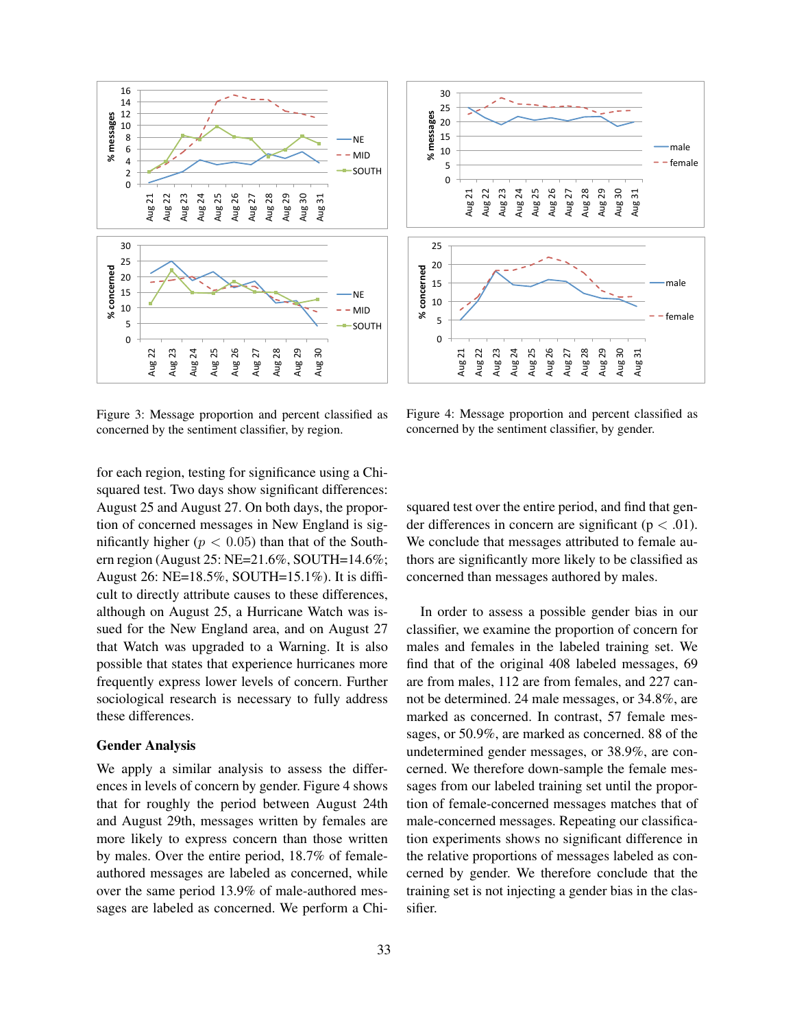Figure 3: Message proportion and percent classified as concerned by the sentiment classifier, by region.

Figure 4: Message proportion and percent classified as concerned by the sentiment classifier, by gender.

for each region, testing for significance using a Chi-squared test. Two days show significant differences: August 25 and August 27. On both days, the proportion of concerned messages in New England is significantly higher ($p < 0.05$) than that of the Southern region (August 25: NE=21.6%, SOUTH=14.6%; August 26: NE=18.5%, SOUTH=15.1%). It is difficult to directly attribute causes to these differences, although on August 25, a Hurricane Watch was issued for the New England area, and on August 27 that Watch was upgraded to a Warning. It is also possible that states that experience hurricanes more frequently express lower levels of concern. Further sociological research is necessary to fully address these differences.

### Gender Analysis

We apply a similar analysis to assess the differences in levels of concern by gender. Figure 4 shows that for roughly the period between August 24th and August 29th, messages written by females are more likely to express concern than those written by males. Over the entire period, 18.7% of female-authored messages are labeled as concerned, while over the same period 13.9% of male-authored messages are labeled as concerned. We perform a Chi-squared test over the entire period, and find that gender differences in concern are significant ($p < .01$). We conclude that messages attributed to female authors are significantly more likely to be classified as concerned than messages authored by males.

In order to assess a possible gender bias in our classifier, we examine the proportion of concern for males and females in the labeled training set. We find that of the original 408 labeled messages, 69 are from males, 112 are from females, and 227 cannot be determined. 24 male messages, or 34.8%, are marked as concerned. In contrast, 57 female messages, or 50.9%, are marked as concerned. 88 of the undetermined gender messages, or 38.9%, are concerned. We therefore down-sample the female messages from our labeled training set until the proportion of female-concerned messages matches that of male-concerned messages. Repeating our classification experiments shows no significant difference in the relative proportions of messages labeled as concerned by gender. We therefore conclude that the training set is not injecting a gender bias in the classifier.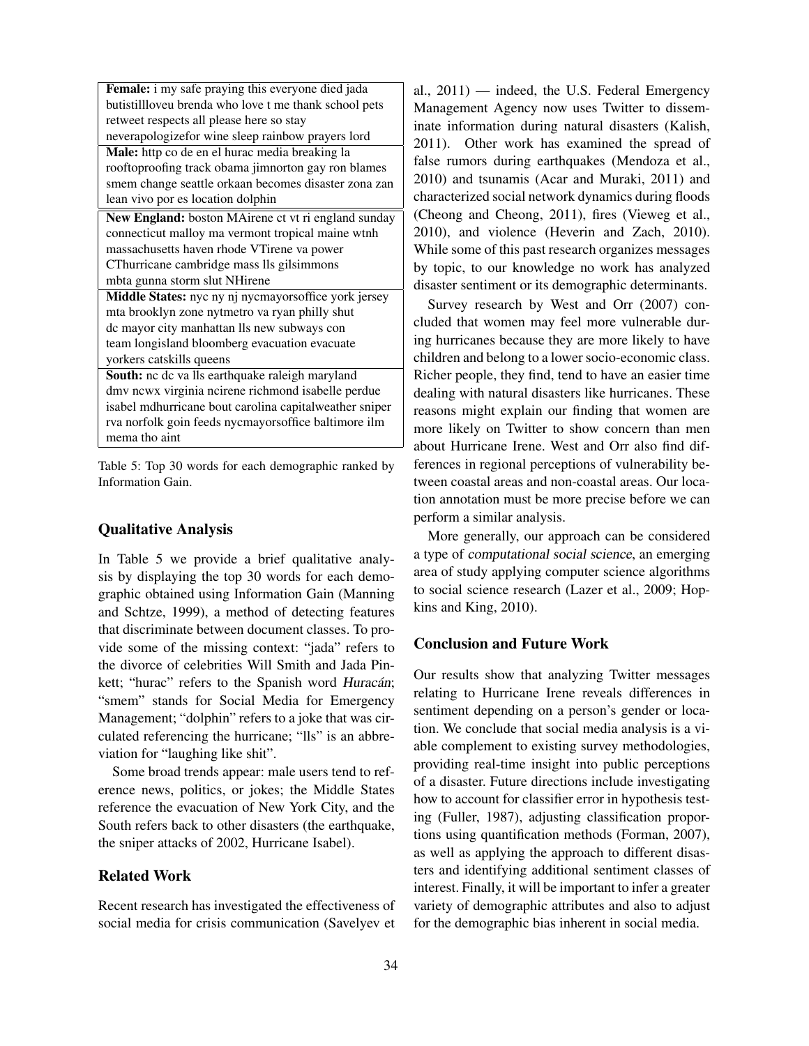| |
|---|
| **Female:** i my safe praying this everyone died jada butistillloveu brenda who love t me thank school pets retweet respects all please here so stay neverapologizefor wine sleep rainbow prayers lord |
| **Male:** http co de en el hurac media breaking la rooftoproofing track obama jimnorton gay ron blames smem change seattle orkaan becomes disaster zona zan lean vivo por es location dolphin |
| **New England:** boston MAirene ct vt ri england sunday connecticut malloy ma vermont tropical maine wtnh massachusetts haven rhode VTirene va power CThurricane cambridge mass lls gilsimmons mbta gunna storm slut NHirene |
| **Middle States:** nyc ny nj nycmayorsoffice york jersey mta brooklyn zone nytmetro va ryan philly shut dc mayor city manhattan lls new subways con team longisland bloomberg evacuation evacuate yorkers catskills queens |
| **South:** nc dc va lls earthquake raleigh maryland dmv ncwx virginia ncirene richmond isabelle perdue isabel mdhurricane bout carolina capitalweather sniper rva norfolk goin feeds nycmayorsoffice baltimore ilm mema tho aint |

Table 5: Top 30 words for each demographic ranked by Information Gain.

## Qualitative Analysis

In Table 5 we provide a brief qualitative analysis by displaying the top 30 words for each demographic obtained using Information Gain (Manning and Schtze, 1999), a method of detecting features that discriminate between document classes. To provide some of the missing context: "jada" refers to the divorce of celebrities Will Smith and Jada Pinkett; "hurac" refers to the Spanish word *Huracán*; "smem" stands for Social Media for Emergency Management; "dolphin" refers to a joke that was circulated referencing the hurricane; "lls" is an abbreviation for "laughing like shit".

Some broad trends appear: male users tend to reference news, politics, or jokes; the Middle States reference the evacuation of New York City, and the South refers back to other disasters (the earthquake, the sniper attacks of 2002, Hurricane Isabel).

## Related Work

Recent research has investigated the effectiveness of social media for crisis communication (Savelyev et al., 2011) — indeed, the U.S. Federal Emergency Management Agency now uses Twitter to disseminate information during natural disasters (Kalish, 2011). Other work has examined the spread of false rumors during earthquakes (Mendoza et al., 2010) and tsunamis (Acar and Muraki, 2011) and characterized social network dynamics during floods (Cheong and Cheong, 2011), fires (Vieweg et al., 2010), and violence (Heverin and Zach, 2010). While some of this past research organizes messages by topic, to our knowledge no work has analyzed disaster sentiment or its demographic determinants.

Survey research by West and Orr (2007) concluded that women may feel more vulnerable during hurricanes because they are more likely to have children and belong to a lower socio-economic class. Richer people, they find, tend to have an easier time dealing with natural disasters like hurricanes. These reasons might explain our finding that women are more likely on Twitter to show concern than men about Hurricane Irene. West and Orr also find differences in regional perceptions of vulnerability between coastal areas and non-coastal areas. Our location annotation must be more precise before we can perform a similar analysis.

More generally, our approach can be considered a type of *computational social science*, an emerging area of study applying computer science algorithms to social science research (Lazer et al., 2009; Hopkins and King, 2010).

## Conclusion and Future Work

Our results show that analyzing Twitter messages relating to Hurricane Irene reveals differences in sentiment depending on a person's gender or location. We conclude that social media analysis is a viable complement to existing survey methodologies, providing real-time insight into public perceptions of a disaster. Future directions include investigating how to account for classifier error in hypothesis testing (Fuller, 1987), adjusting classification proportions using quantification methods (Forman, 2007), as well as applying the approach to different disasters and identifying additional sentiment classes of interest. Finally, it will be important to infer a greater variety of demographic attributes and also to adjust for the demographic bias inherent in social media.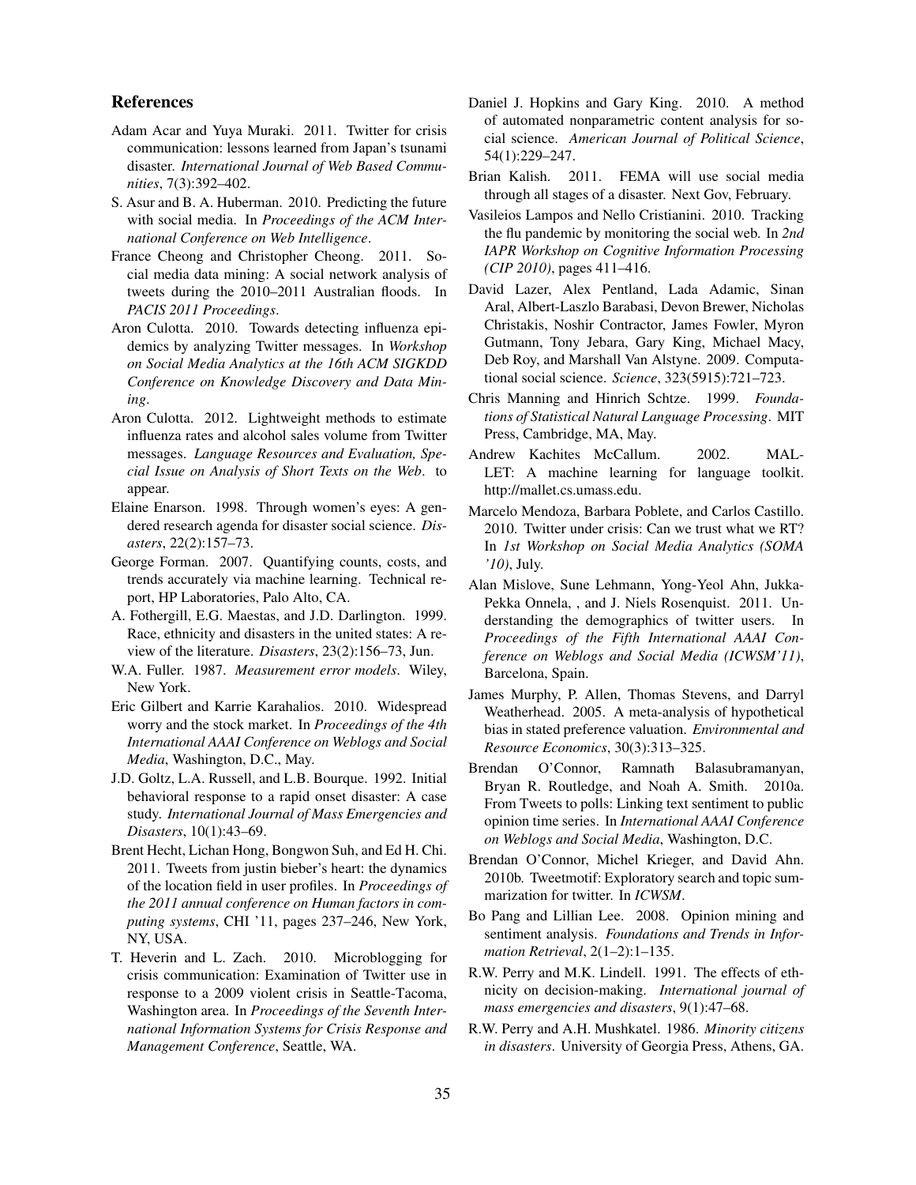## References

Adam Acar and Yuya Muraki. 2011. Twitter for crisis communication: lessons learned from Japan's tsunami disaster. *International Journal of Web Based Communities*, 7(3):392–402.

S. Asur and B. A. Huberman. 2010. Predicting the future with social media. In *Proceedings of the ACM International Conference on Web Intelligence*.

France Cheong and Christopher Cheong. 2011. Social media data mining: A social network analysis of tweets during the 2010–2011 Australian floods. In *PACIS 2011 Proceedings*.

Aron Culotta. 2010. Towards detecting influenza epidemics by analyzing Twitter messages. In *Workshop on Social Media Analytics at the 16th ACM SIGKDD Conference on Knowledge Discovery and Data Mining*.

Aron Culotta. 2012. Lightweight methods to estimate influenza rates and alcohol sales volume from Twitter messages. *Language Resources and Evaluation, Special Issue on Analysis of Short Texts on the Web*. to appear.

Elaine Enarson. 1998. Through women's eyes: A gendered research agenda for disaster social science. *Disasters*, 22(2):157–73.

George Forman. 2007. Quantifying counts, costs, and trends accurately via machine learning. Technical report, HP Laboratories, Palo Alto, CA.

A. Fothergill, E.G. Maestas, and J.D. Darlington. 1999. Race, ethnicity and disasters in the united states: A review of the literature. *Disasters*, 23(2):156–73, Jun.

W.A. Fuller. 1987. *Measurement error models*. Wiley, New York.

Eric Gilbert and Karrie Karahalios. 2010. Widespread worry and the stock market. In *Proceedings of the 4th International AAAI Conference on Weblogs and Social Media*, Washington, D.C., May.

J.D. Goltz, L.A. Russell, and L.B. Bourque. 1992. Initial behavioral response to a rapid onset disaster: A case study. *International Journal of Mass Emergencies and Disasters*, 10(1):43–69.

Brent Hecht, Lichan Hong, Bongwon Suh, and Ed H. Chi. 2011. Tweets from justin bieber's heart: the dynamics of the location field in user profiles. In *Proceedings of the 2011 annual conference on Human factors in computing systems*, CHI '11, pages 237–246, New York, NY, USA.

T. Heverin and L. Zach. 2010. Microblogging for crisis communication: Examination of Twitter use in response to a 2009 violent crisis in Seattle-Tacoma, Washington area. In *Proceedings of the Seventh International Information Systems for Crisis Response and Management Conference*, Seattle, WA.

Daniel J. Hopkins and Gary King. 2010. A method of automated nonparametric content analysis for social science. *American Journal of Political Science*, 54(1):229–247.

Brian Kalish. 2011. FEMA will use social media through all stages of a disaster. Next Gov, February.

Vasileios Lampos and Nello Cristianini. 2010. Tracking the flu pandemic by monitoring the social web. In *2nd IAPR Workshop on Cognitive Information Processing (CIP 2010)*, pages 411–416.

David Lazer, Alex Pentland, Lada Adamic, Sinan Aral, Albert-Laszlo Barabasi, Devon Brewer, Nicholas Christakis, Noshir Contractor, James Fowler, Myron Gutmann, Tony Jebara, Gary King, Michael Macy, Deb Roy, and Marshall Van Alstyne. 2009. Computational social science. *Science*, 323(5915):721–723.

Chris Manning and Hinrich Schtze. 1999. *Foundations of Statistical Natural Language Processing*. MIT Press, Cambridge, MA, May.

Andrew Kachites McCallum. 2002. MALLET: A machine learning for language toolkit. http://mallet.cs.umass.edu.

Marcelo Mendoza, Barbara Poblete, and Carlos Castillo. 2010. Twitter under crisis: Can we trust what we RT? In *1st Workshop on Social Media Analytics (SOMA '10)*, July.

Alan Mislove, Sune Lehmann, Yong-Yeol Ahn, Jukka-Pekka Onnela, , and J. Niels Rosenquist. 2011. Understanding the demographics of twitter users. In *Proceedings of the Fifth International AAAI Conference on Weblogs and Social Media (ICWSM'11)*, Barcelona, Spain.

James Murphy, P. Allen, Thomas Stevens, and Darryl Weatherhead. 2005. A meta-analysis of hypothetical bias in stated preference valuation. *Environmental and Resource Economics*, 30(3):313–325.

Brendan O'Connor, Ramnath Balasubramanyan, Bryan R. Routledge, and Noah A. Smith. 2010a. From Tweets to polls: Linking text sentiment to public opinion time series. In *International AAAI Conference on Weblogs and Social Media*, Washington, D.C.

Brendan O'Connor, Michel Krieger, and David Ahn. 2010b. Tweetmotif: Exploratory search and topic summarization for twitter. In *ICWSM*.

Bo Pang and Lillian Lee. 2008. Opinion mining and sentiment analysis. *Foundations and Trends in Information Retrieval*, 2(1–2):1–135.

R.W. Perry and M.K. Lindell. 1991. The effects of ethnicity on decision-making. *International journal of mass emergencies and disasters*, 9(1):47–68.

R.W. Perry and A.H. Mushkatel. 1986. *Minority citizens in disasters*. University of Georgia Press, Athens, GA.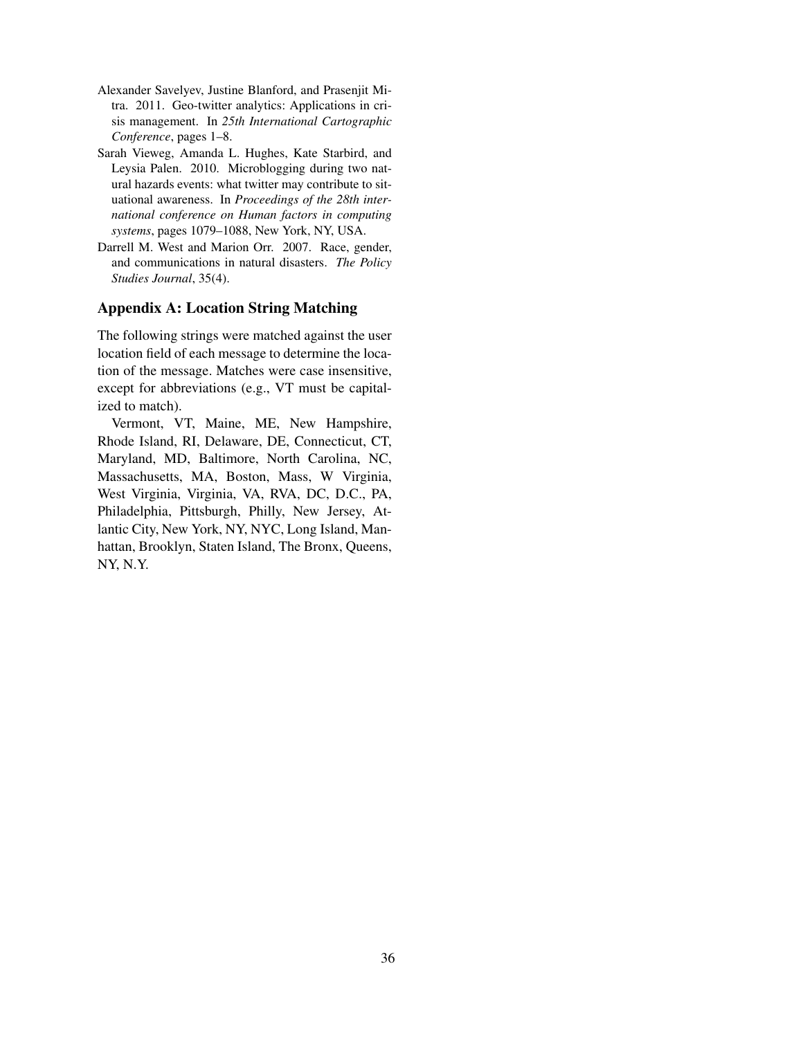Alexander Savelyev, Justine Blanford, and Prasenjit Mitra. 2011. Geo-twitter analytics: Applications in crisis management. In *25th International Cartographic Conference*, pages 1–8.

Sarah Vieweg, Amanda L. Hughes, Kate Starbird, and Leysia Palen. 2010. Microblogging during two natural hazards events: what twitter may contribute to situational awareness. In *Proceedings of the 28th international conference on Human factors in computing systems*, pages 1079–1088, New York, NY, USA.

Darrell M. West and Marion Orr. 2007. Race, gender, and communications in natural disasters. *The Policy Studies Journal*, 35(4).

## Appendix A: Location String Matching

The following strings were matched against the user location field of each message to determine the location of the message. Matches were case insensitive, except for abbreviations (e.g., VT must be capitalized to match).

Vermont, VT, Maine, ME, New Hampshire, Rhode Island, RI, Delaware, DE, Connecticut, CT, Maryland, MD, Baltimore, North Carolina, NC, Massachusetts, MA, Boston, Mass, W Virginia, West Virginia, Virginia, VA, RVA, DC, D.C., PA, Philadelphia, Pittsburgh, Philly, New Jersey, Atlantic City, New York, NY, NYC, Long Island, Manhattan, Brooklyn, Staten Island, The Bronx, Queens, NY, N.Y.